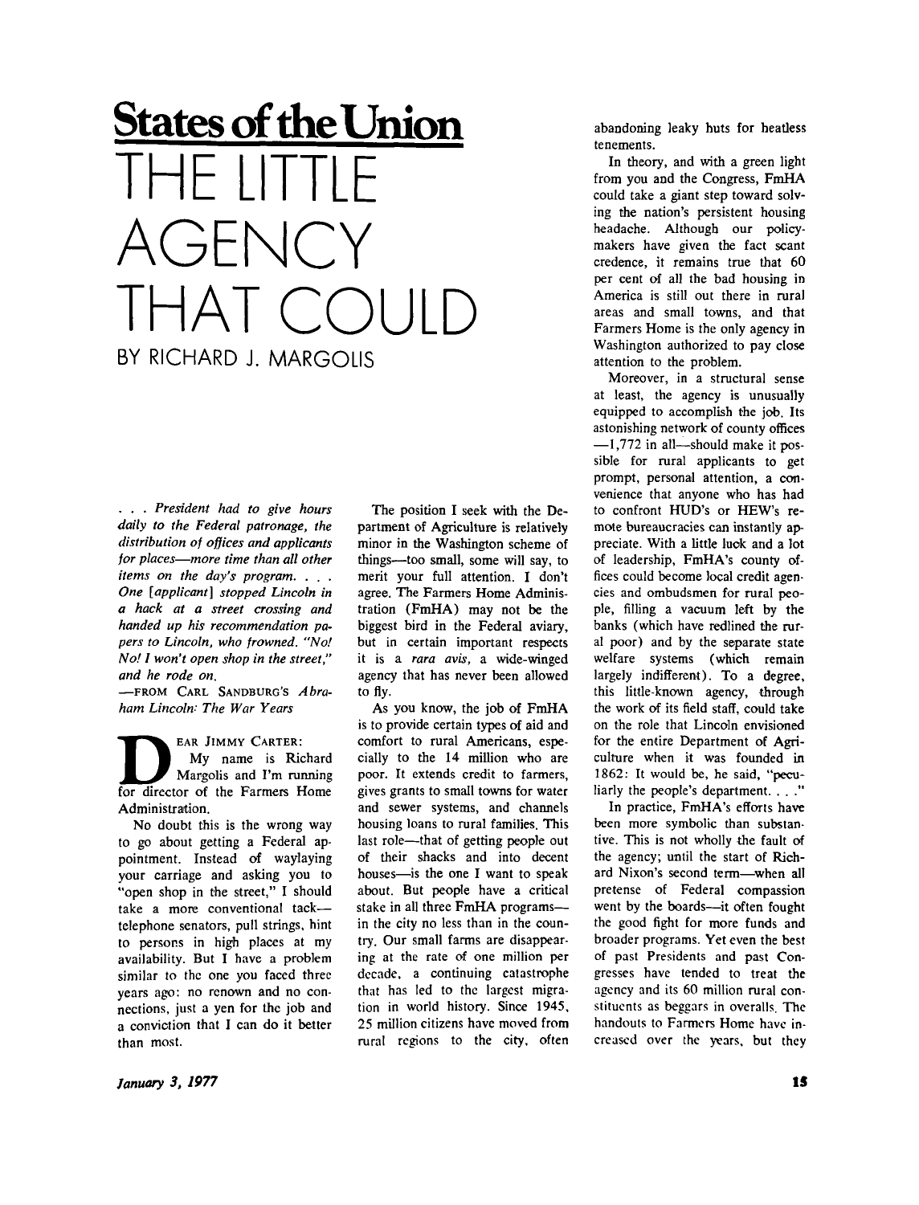# States of the Union

# THE LITTLE AGENCY THAT COULD

## BY RICHARD J. MARGOLIS

*. . . President had to give hours daily to the Federal patronage, the distribution of offices and applicants for places—more time than all other items on the day's program. . . . One [applicant] stopped Lincoln in a hack at a street crossing and handed up his recommendation papers to Lincoln, who frowned. "No! No! I won't open shop in the street," and he rode on.*
—FROM CARL SANDBURG'S *Abraham Lincoln: The War Years*

DEAR JIMMY CARTER:
My name is Richard Margolis and I'm running for director of the Farmers Home Administration.

No doubt this is the wrong way to go about getting a Federal appointment. Instead of waylaying your carriage and asking you to "open shop in the street," I should take a more conventional tack—telephone senators, pull strings, hint to persons in high places at my availability. But I have a problem similar to the one you faced three years ago: no renown and no connections, just a yen for the job and a conviction that I can do it better than most.

The position I seek with the Department of Agriculture is relatively minor in the Washington scheme of things—too small, some will say, to merit your full attention. I don't agree. The Farmers Home Administration (FmHA) may not be the biggest bird in the Federal aviary, but in certain important respects it is a *rara avis*, a wide-winged agency that has never been allowed to fly.

As you know, the job of FmHA is to provide certain types of aid and comfort to rural Americans, especially to the 14 million who are poor. It extends credit to farmers, gives grants to small towns for water and sewer systems, and channels housing loans to rural families. This last role—that of getting people out of their shacks and into decent houses—is the one I want to speak about. But people have a critical stake in all three FmHA programs—in the city no less than in the country. Our small farms are disappearing at the rate of one million per decade, a continuing catastrophe that has led to the largest migration in world history. Since 1945, 25 million citizens have moved from rural regions to the city, often abandoning leaky huts for heatless tenements.

In theory, and with a green light from you and the Congress, FmHA could take a giant step toward solving the nation's persistent housing headache. Although our policymakers have given the fact scant credence, it remains true that 60 per cent of all the bad housing in America is still out there in rural areas and small towns, and that Farmers Home is the only agency in Washington authorized to pay close attention to the problem.

Moreover, in a structural sense at least, the agency is unusually equipped to accomplish the job. Its astonishing network of county offices—1,772 in all—should make it possible for rural applicants to get prompt, personal attention, a convenience that anyone who has had to confront HUD's or HEW's remote bureaucracies can instantly appreciate. With a little luck and a lot of leadership, FmHA's county offices could become local credit agencies and ombudsmen for rural people, filling a vacuum left by the banks (which have redlined the rural poor) and by the separate state welfare systems (which remain largely indifferent). To a degree, this little-known agency, through the work of its field staff, could take on the role that Lincoln envisioned for the entire Department of Agriculture when it was founded in 1862: It would be, he said, "peculiarly the people's department. . . ."

In practice, FmHA's efforts have been more symbolic than substantive. This is not wholly the fault of the agency; until the start of Richard Nixon's second term—when all pretense of Federal compassion went by the boards—it often fought the good fight for more funds and broader programs. Yet even the best of past Presidents and past Congresses have tended to treat the agency and its 60 million rural constituents as beggars in overalls. The handouts to Farmers Home have increased over the years, but they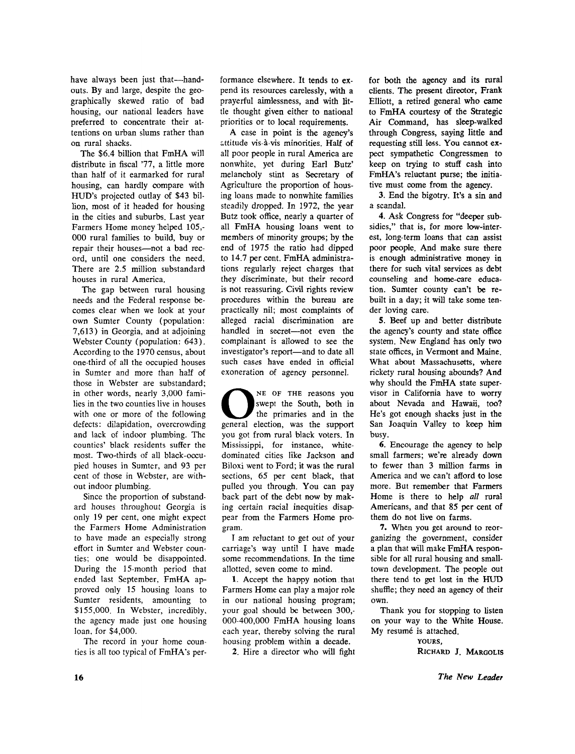have always been just that—handouts. By and large, despite the geographically skewed ratio of bad housing, our national leaders have preferred to concentrate their attentions on urban slums rather than on rural shacks.

The $6.4 billion that FmHA will distribute in fiscal '77, a little more than half of it earmarked for rural housing, can hardly compare with HUD's projected outlay of $43 billion, most of it headed for housing in the cities and suburbs. Last year Farmers Home money helped 105,000 rural families to build, buy or repair their houses—not a bad record, until one considers the need. There are 2.5 million substandard houses in rural America.

The gap between rural housing needs and the Federal response becomes clear when we look at your own Sumter County (population: 7,613) in Georgia, and at adjoining Webster County (population: 643). According to the 1970 census, about one-third of all the occupied houses in Sumter and more than half of those in Webster are substandard; in other words, nearly 3,000 families in the two counties live in houses with one or more of the following defects: dilapidation, overcrowding and lack of indoor plumbing. The counties' black residents suffer the most. Two-thirds of all black-occupied houses in Sumter, and 93 per cent of those in Webster, are without indoor plumbing.

Since the proportion of substandard houses throughout Georgia is only 19 per cent, one might expect the Farmers Home Administration to have made an especially strong effort in Sumter and Webster counties; one would be disappointed. During the 15-month period that ended last September, FmHA approved only 15 housing loans to Sumter residents, amounting to $155,000. In Webster, incredibly, the agency made just one housing loan, for $4,000.

The record in your home counties is all too typical of FmHA's performance elsewhere. It tends to expend its resources carelessly, with a prayerful aimlessness, and with little thought given either to national priorities or to local requirements.

A case in point is the agency's attitude vis-à-vis minorities. Half of all poor people in rural America are nonwhite, yet during Earl Butz' melancholy stint as Secretary of Agriculture the proportion of housing loans made to nonwhite families steadily dropped. In 1972, the year Butz took office, nearly a quarter of all FmHA housing loans went to members of minority groups; by the end of 1975 the ratio had dipped to 14.7 per cent. FmHA administrations regularly reject charges that they discriminate, but their record is not reassuring. Civil rights review procedures within the bureau are practically nil; most complaints of alleged racial discrimination are handled in secret—not even the complainant is allowed to see the investigator's report—and to date all such cases have ended in official exoneration of agency personnel.

One of the reasons you swept the South, both in the primaries and in the general election, was the support you got from rural black voters. In Mississippi, for instance, white-dominated cities like Jackson and Biloxi went to Ford; it was the rural sections, 65 per cent black, that pulled you through. You can pay back part of the debt now by making certain racial inequities disappear from the Farmers Home program.

I am reluctant to get out of your carriage's way until I have made some recommendations. In the time allotted, seven come to mind.

1. Accept the happy notion that Farmers Home can play a major role in our national housing program; your goal should be between 300,000-400,000 FmHA housing loans each year, thereby solving the rural housing problem within a decade.

2. Hire a director who will fight for both the agency and its rural clients. The present director, Frank Elliott, a retired general who came to FmHA courtesy of the Strategic Air Command, has sleep-walked through Congress, saying little and requesting still less. You cannot expect sympathetic Congressmen to keep on trying to stuff cash into FmHA's reluctant purse; the initiative must come from the agency.

3. End the bigotry. It's a sin and a scandal.

4. Ask Congress for "deeper subsidies," that is, for more low-interest, long-term loans that can assist poor people. And make sure there is enough administrative money in there for such vital services as debt counseling and home-care education. Sumter county can't be rebuilt in a day; it will take some tender loving care.

5. Beef up and better distribute the agency's county and state office system. New England has only two state offices, in Vermont and Maine. What about Massachusetts, where rickety rural housing abounds? And why should the FmHA state supervisor in California have to worry about Nevada and Hawaii, too? He's got enough shacks just in the San Joaquin Valley to keep him busy.

6. Encourage the agency to help small farmers; we're already down to fewer than 3 million farms in America and we can't afford to lose more. But remember that Farmers Home is there to help *all* rural Americans, and that 85 per cent of them do not live on farms.

7. When you get around to reorganizing the government, consider a plan that will make FmHA responsible for all rural housing and small-town development. The people out there tend to get lost in the HUD shuffle; they need an agency of their own.

Thank you for stopping to listen on your way to the White House. My resumé is attached.

Yours,

Richard J. Margolis